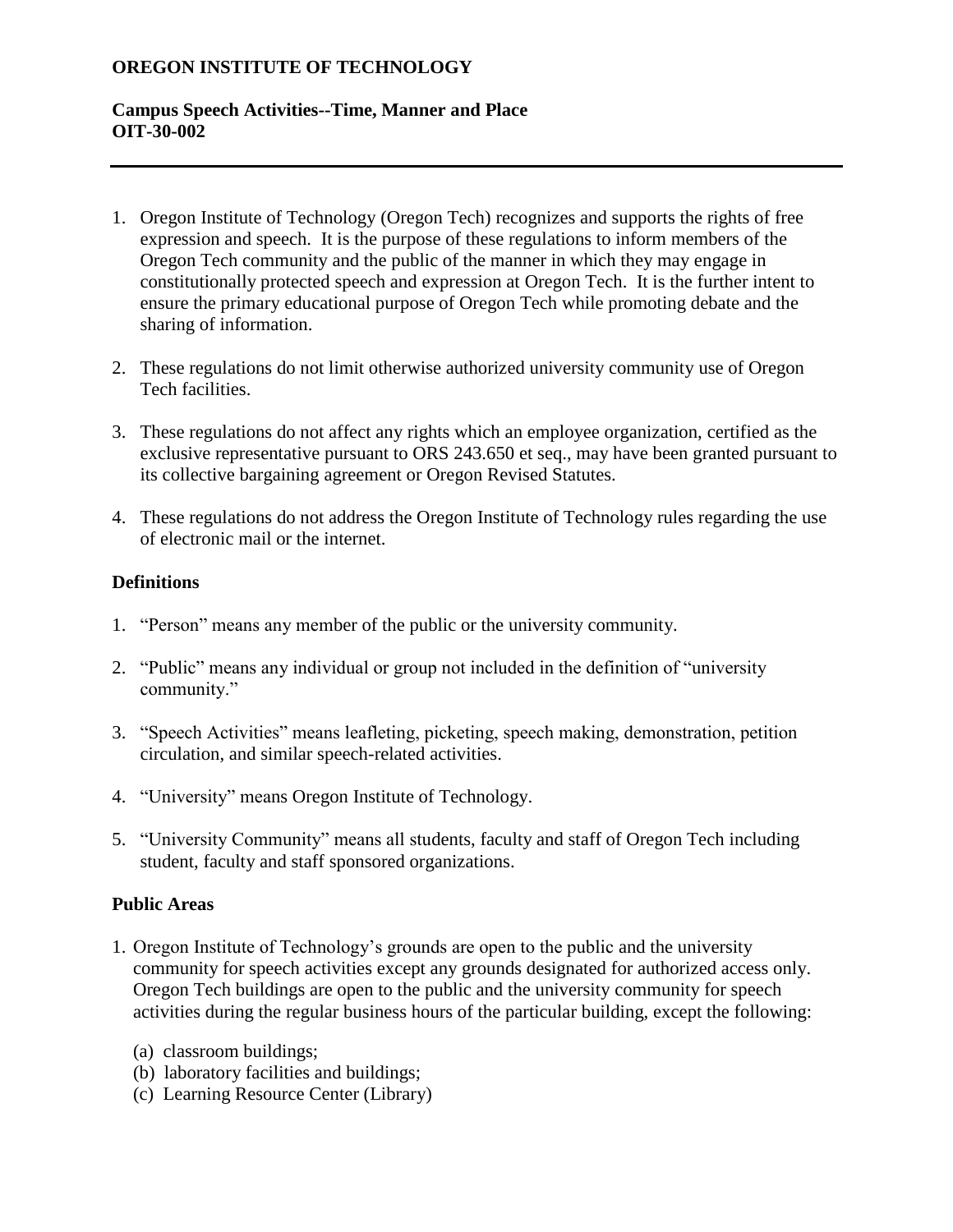**OREGON INSTITUTE OF TECHNOLOGY**

**Campus Speech Activities--Time, Manner and Place**
**OIT-30-002**

---

1. Oregon Institute of Technology (Oregon Tech) recognizes and supports the rights of free expression and speech. It is the purpose of these regulations to inform members of the Oregon Tech community and the public of the manner in which they may engage in constitutionally protected speech and expression at Oregon Tech. It is the further intent to ensure the primary educational purpose of Oregon Tech while promoting debate and the sharing of information.

2. These regulations do not limit otherwise authorized university community use of Oregon Tech facilities.

3. These regulations do not affect any rights which an employee organization, certified as the exclusive representative pursuant to ORS 243.650 et seq., may have been granted pursuant to its collective bargaining agreement or Oregon Revised Statutes.

4. These regulations do not address the Oregon Institute of Technology rules regarding the use of electronic mail or the internet.

### Definitions

1. "Person" means any member of the public or the university community.

2. "Public" means any individual or group not included in the definition of "university community."

3. "Speech Activities" means leafleting, picketing, speech making, demonstration, petition circulation, and similar speech-related activities.

4. "University" means Oregon Institute of Technology.

5. "University Community" means all students, faculty and staff of Oregon Tech including student, faculty and staff sponsored organizations.

### Public Areas

1. Oregon Institute of Technology's grounds are open to the public and the university community for speech activities except any grounds designated for authorized access only. Oregon Tech buildings are open to the public and the university community for speech activities during the regular business hours of the particular building, except the following:

   (a) classroom buildings;
   (b) laboratory facilities and buildings;
   (c) Learning Resource Center (Library)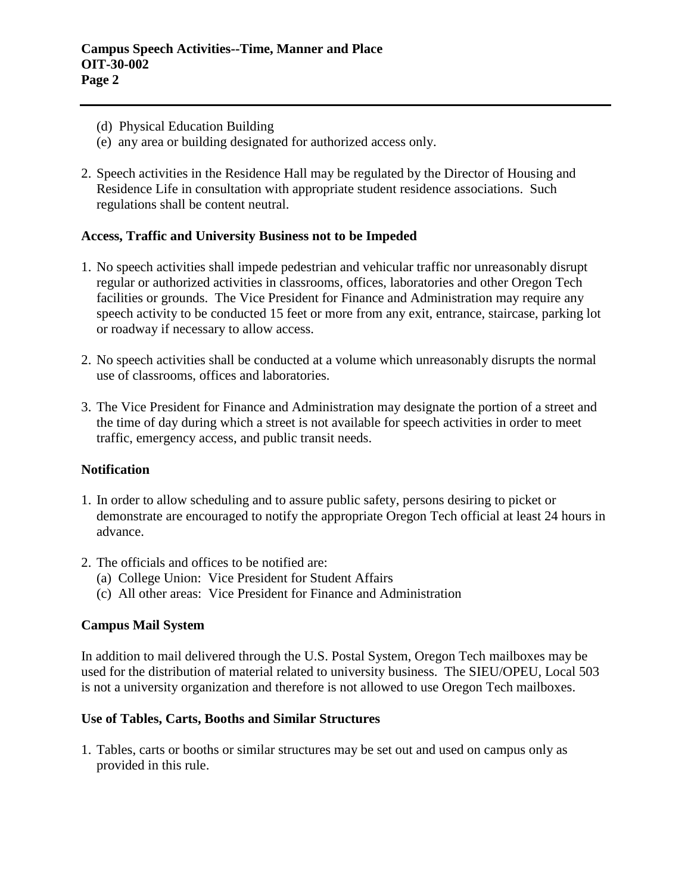(d) Physical Education Building
(e) any area or building designated for authorized access only.

2. Speech activities in the Residence Hall may be regulated by the Director of Housing and Residence Life in consultation with appropriate student residence associations. Such regulations shall be content neutral.

**Access, Traffic and University Business not to be Impeded**

1. No speech activities shall impede pedestrian and vehicular traffic nor unreasonably disrupt regular or authorized activities in classrooms, offices, laboratories and other Oregon Tech facilities or grounds. The Vice President for Finance and Administration may require any speech activity to be conducted 15 feet or more from any exit, entrance, staircase, parking lot or roadway if necessary to allow access.

2. No speech activities shall be conducted at a volume which unreasonably disrupts the normal use of classrooms, offices and laboratories.

3. The Vice President for Finance and Administration may designate the portion of a street and the time of day during which a street is not available for speech activities in order to meet traffic, emergency access, and public transit needs.

**Notification**

1. In order to allow scheduling and to assure public safety, persons desiring to picket or demonstrate are encouraged to notify the appropriate Oregon Tech official at least 24 hours in advance.

2. The officials and offices to be notified are:
   (a) College Union: Vice President for Student Affairs
   (c) All other areas: Vice President for Finance and Administration

**Campus Mail System**

In addition to mail delivered through the U.S. Postal System, Oregon Tech mailboxes may be used for the distribution of material related to university business. The SIEU/OPEU, Local 503 is not a university organization and therefore is not allowed to use Oregon Tech mailboxes.

**Use of Tables, Carts, Booths and Similar Structures**

1. Tables, carts or booths or similar structures may be set out and used on campus only as provided in this rule.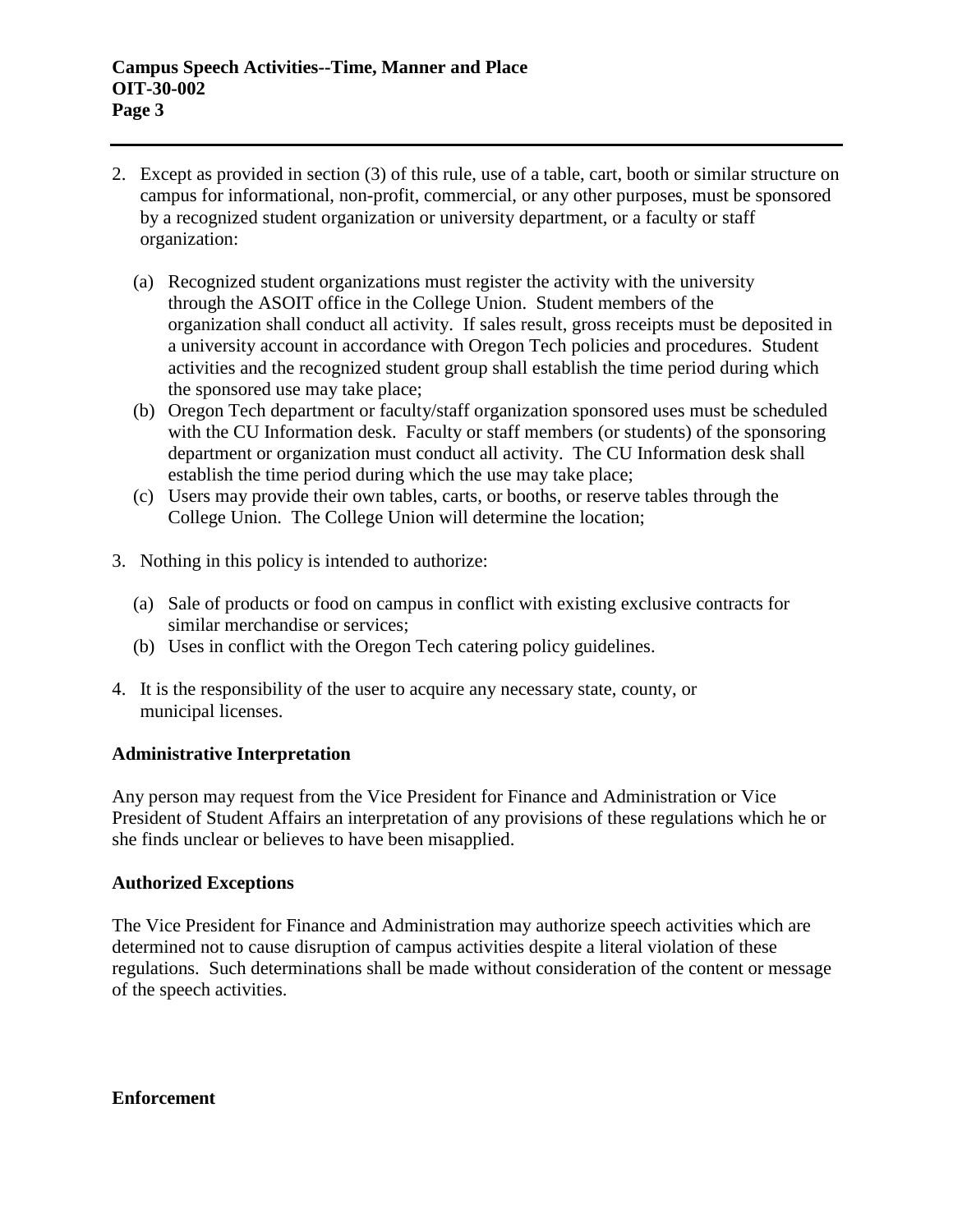2. Except as provided in section (3) of this rule, use of a table, cart, booth or similar structure on campus for informational, non-profit, commercial, or any other purposes, must be sponsored by a recognized student organization or university department, or a faculty or staff organization:

   (a) Recognized student organizations must register the activity with the university through the ASOIT office in the College Union. Student members of the organization shall conduct all activity. If sales result, gross receipts must be deposited in a university account in accordance with Oregon Tech policies and procedures. Student activities and the recognized student group shall establish the time period during which the sponsored use may take place;
   (b) Oregon Tech department or faculty/staff organization sponsored uses must be scheduled with the CU Information desk. Faculty or staff members (or students) of the sponsoring department or organization must conduct all activity. The CU Information desk shall establish the time period during which the use may take place;
   (c) Users may provide their own tables, carts, or booths, or reserve tables through the College Union. The College Union will determine the location;

3. Nothing in this policy is intended to authorize:

   (a) Sale of products or food on campus in conflict with existing exclusive contracts for similar merchandise or services;
   (b) Uses in conflict with the Oregon Tech catering policy guidelines.

4. It is the responsibility of the user to acquire any necessary state, county, or municipal licenses.

**Administrative Interpretation**

Any person may request from the Vice President for Finance and Administration or Vice President of Student Affairs an interpretation of any provisions of these regulations which he or she finds unclear or believes to have been misapplied.

**Authorized Exceptions**

The Vice President for Finance and Administration may authorize speech activities which are determined not to cause disruption of campus activities despite a literal violation of these regulations. Such determinations shall be made without consideration of the content or message of the speech activities.

**Enforcement**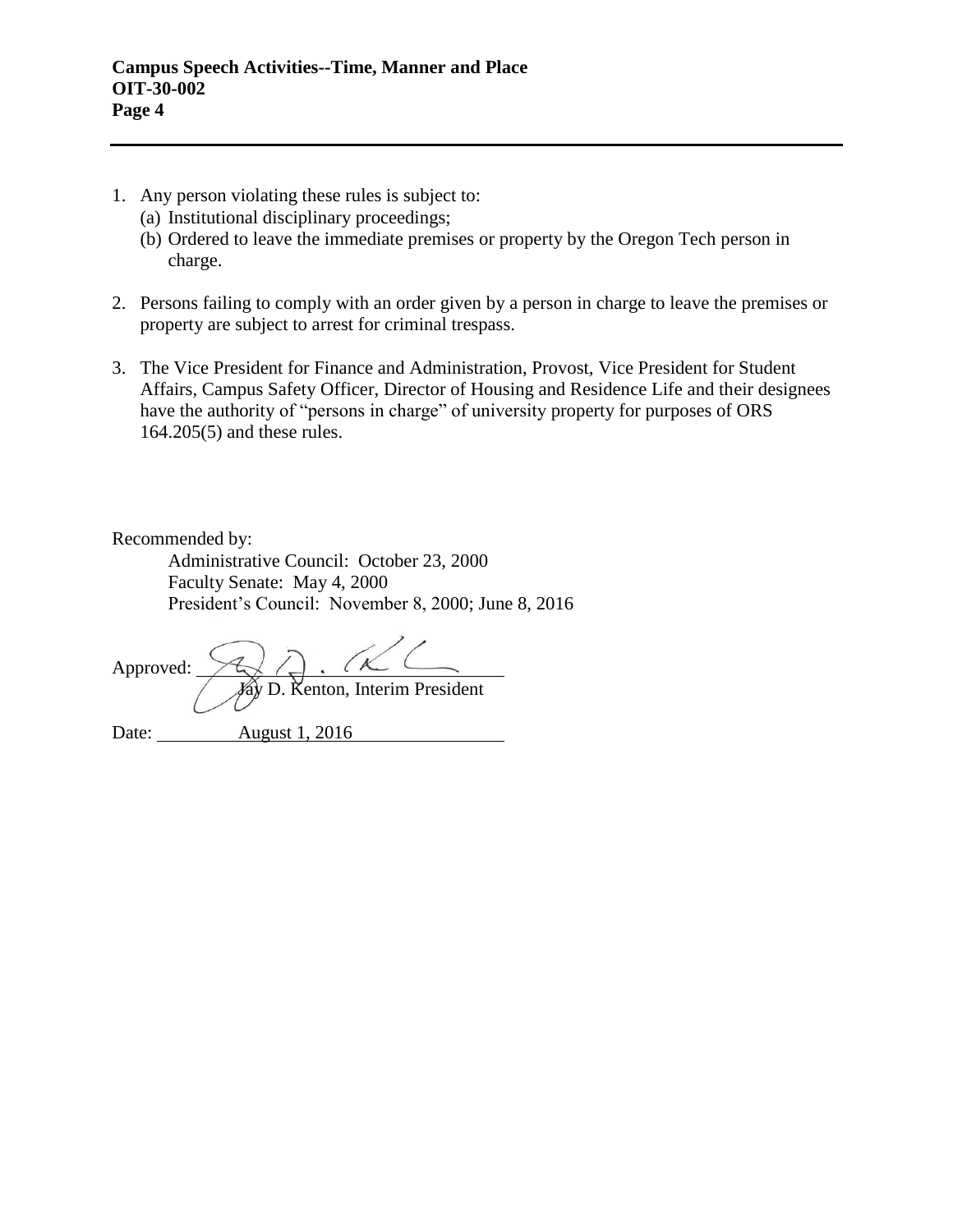1. Any person violating these rules is subject to:
   (a) Institutional disciplinary proceedings;
   (b) Ordered to leave the immediate premises or property by the Oregon Tech person in charge.

2. Persons failing to comply with an order given by a person in charge to leave the premises or property are subject to arrest for criminal trespass.

3. The Vice President for Finance and Administration, Provost, Vice President for Student Affairs, Campus Safety Officer, Director of Housing and Residence Life and their designees have the authority of "persons in charge" of university property for purposes of ORS 164.205(5) and these rules.

Recommended by:

Administrative Council: October 23, 2000
Faculty Senate: May 4, 2000
President's Council: November 8, 2000; June 8, 2016

Approved: ______________________________
Jay D. Kenton, Interim President

Date: August 1, 2016